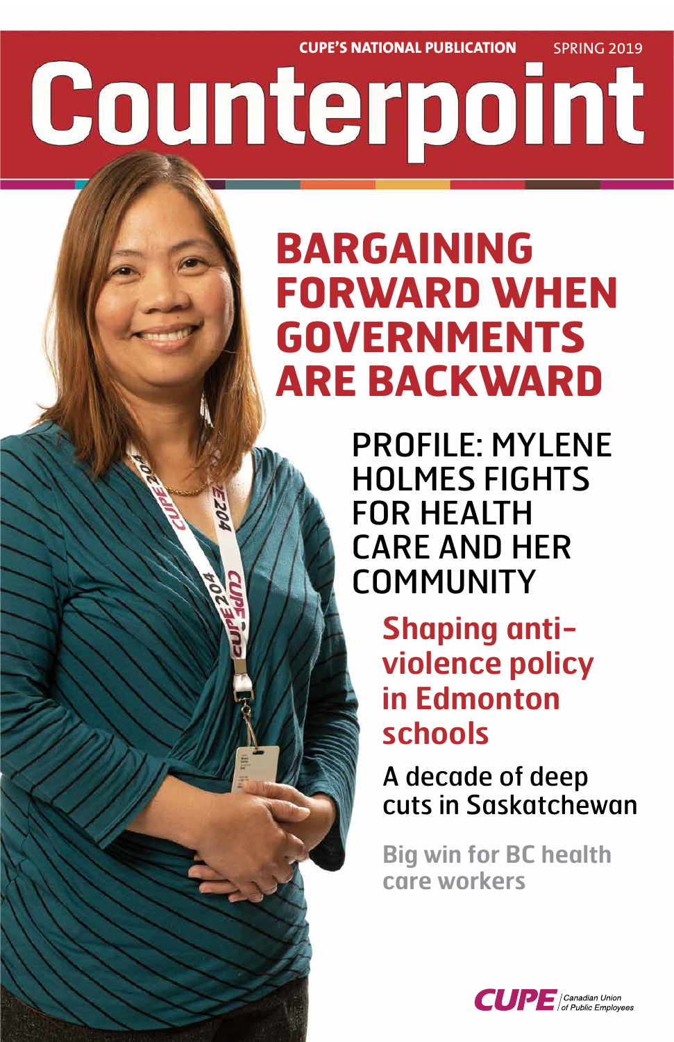CUPE'S NATIONAL PUBLICATION SPRING 2019

# Counterpoint

## BARGAINING FORWARD WHEN GOVERNMENTS ARE BACKWARD

### PROFILE: MYLENE HOLMES FIGHTS FOR HEALTH CARE AND HER COMMUNITY

**Shaping anti-violence policy in Edmonton schools**

A decade of deep cuts in Saskatchewan

**Big win for BC health care workers**

CUPE Canadian Union of Public Employees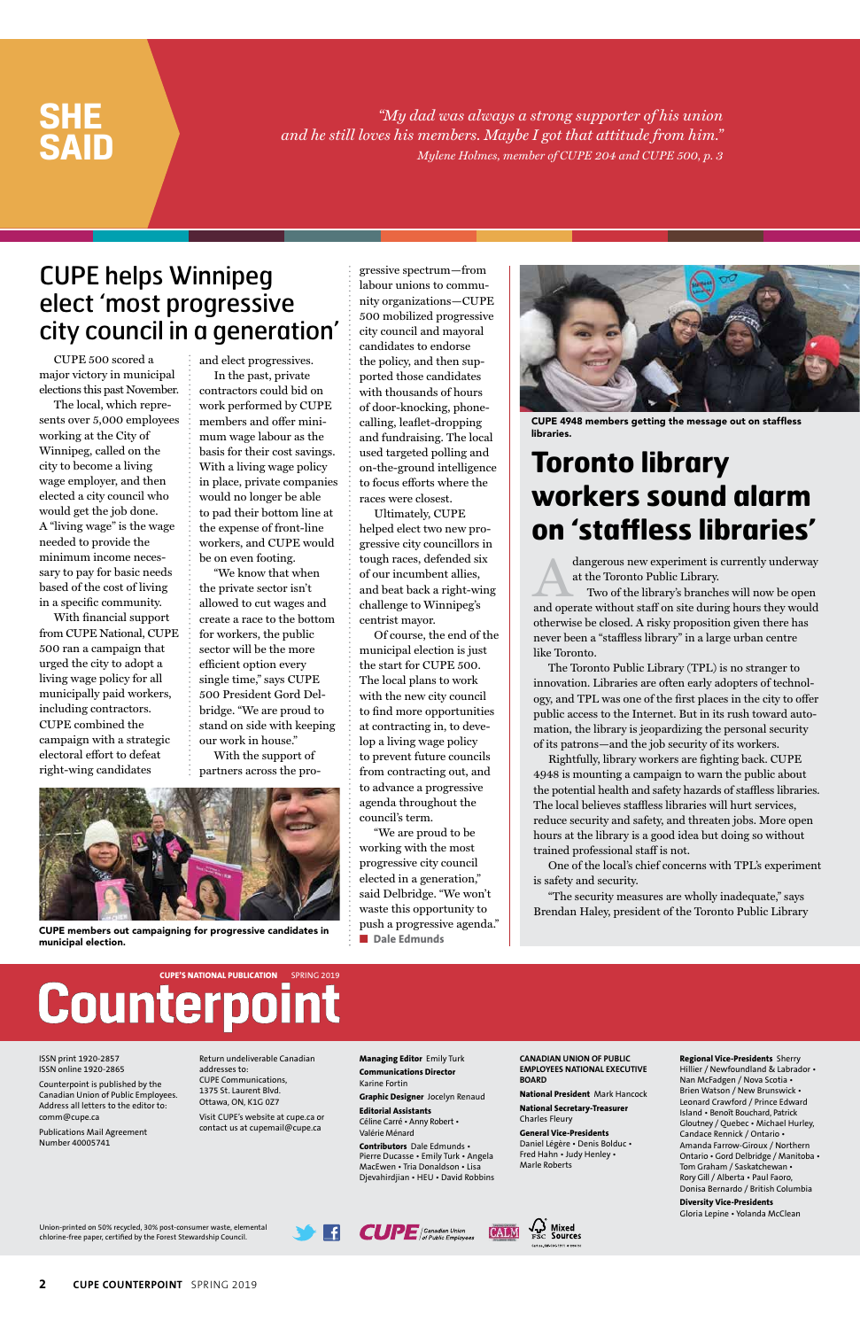# SHE SAID

*"My dad was always a strong supporter of his union and he still loves his members. Maybe I got that attitude from him."*
*Mylene Holmes, member of CUPE 204 and CUPE 500, p. 3*

## CUPE helps Winnipeg elect 'most progressive city council in a generation'

CUPE 500 scored a major victory in municipal elections this past November.

The local, which represents over 5,000 employees working at the City of Winnipeg, called on the city to become a living wage employer, and then elected a city council who would get the job done. A "living wage" is the wage needed to provide the minimum income necessary to pay for basic needs based of the cost of living in a specific community.

With financial support from CUPE National, CUPE 500 ran a campaign that urged the city to adopt a living wage policy for all municipally paid workers, including contractors. CUPE combined the campaign with a strategic electoral effort to defeat right-wing candidates and elect progressives.

In the past, private contractors could bid on work performed by CUPE members and offer minimum wage labour as the basis for their cost savings. With a living wage policy in place, private companies would no longer be able to pad their bottom line at the expense of front-line workers, and CUPE would be on even footing.

"We know that when the private sector isn't allowed to cut wages and create a race to the bottom for workers, the public sector will be the more efficient option every single time," says CUPE 500 President Gord Delbridge. "We are proud to stand on side with keeping our work in house."

With the support of partners across the progressive spectrum—from labour unions to community organizations—CUPE 500 mobilized progressive city council and mayoral candidates to endorse the policy, and then supported those candidates with thousands of hours of door-knocking, phone-calling, leaflet-dropping and fundraising. The local used targeted polling and on-the-ground intelligence to focus efforts where the races were closest.

Ultimately, CUPE helped elect two new progressive city councillors in tough races, defended six of our incumbent allies, and beat back a right-wing challenge to Winnipeg's centrist mayor.

Of course, the end of the municipal election is just the start for CUPE 500. The local plans to work with the new city council to find more opportunities to end contracting in, to develop a living wage policy to prevent future councils from contracting out, and to advance a progressive agenda throughout the council's term.

"We are proud to be working with the most progressive city council elected in a generation," said Delbridge. "We won't waste this opportunity to push a progressive agenda."

**Dale Edmunds**

CUPE members out campaigning for progressive candidates in municipal election.

CUPE 4948 members getting the message out on staffless libraries.

## Toronto library workers sound alarm on 'staffless libraries'

A dangerous new experiment is currently underway at the Toronto Public Library.

Two of the library's branches will now be open and operate without staff on site during hours they would otherwise be closed. A risky proposition given there has never been a "staffless library" in a large urban centre like Toronto.

The Toronto Public Library (TPL) is no stranger to innovation. Libraries are often early adopters of technology, and TPL was one of the first places in the city to offer public access to the Internet. But in its rush toward automation, the library is jeopardizing the personal security of its patrons—and the job security of its workers.

Rightfully, library workers are fighting back. CUPE 4948 is mounting a campaign to warn the public about the potential health and safety hazards of staffless libraries. The local believes staffless libraries will hurt services, reduce security and safety, and threaten jobs. More open hours at the library is a good idea but doing so without trained professional staff is not.

One of the local's chief concerns with TPL's experiment is safety and security.

"The security measures are wholly inadequate," says Brendan Haley, president of the Toronto Public Library

---

CUPE'S NATIONAL PUBLICATION SPRING 2019

# Counterpoint

ISSN print 1920-2857
ISSN online 1920-2865

Counterpoint is published by the Canadian Union of Public Employees. Address all letters to the editor to: comm@cupe.ca

Publications Mail Agreement Number 40005741

Return undeliverable Canadian addresses to:
CUPE Communications,
1375 St. Laurent Blvd.
Ottawa, ON, K1G 0Z7

Visit CUPE's website at cupe.ca or contact us at cupemail@cupe.ca

**Managing Editor** Emily Turk
**Communications Director** Karine Fortin
**Graphic Designer** Jocelyn Renaud
**Editorial Assistants** Céline Carré • Anny Robert • Valérie Ménard
**Contributors** Dale Edmunds • Pierre Ducasse • Emily Turk • Angela MacEwen • Tria Donaldson • Lisa Djevahirdjian • HEU • David Robbins

**CANADIAN UNION OF PUBLIC EMPLOYEES NATIONAL EXECUTIVE BOARD**

**National President** Mark Hancock
**National Secretary-Treasurer** Charles Fleury
**General Vice-Presidents** Daniel Légère • Denis Bolduc • Fred Hahn • Judy Henley • Marle Roberts

**Regional Vice-Presidents** Sherry Hillier / Newfoundland & Labrador • Nan McFadgen / Nova Scotia • Brien Watson / New Brunswick • Leonard Crawford / Prince Edward Island • Benoît Bouchard, Patrick Gloutney / Quebec • Michael Hurley, Candace Rennick / Ontario • Amanda Farrow-Giroux / Northern Ontario • Gord Delbridge / Manitoba • Tom Graham / Saskatchewan • Rory Gill / Alberta • Paul Faoro, Donisa Bernardo / British Columbia
**Diversity Vice-Presidents** Gloria Lepine • Yolanda McClean

Union-printed on 50% recycled, 30% post-consumer waste, elemental chlorine-free paper, certified by the Forest Stewardship Council.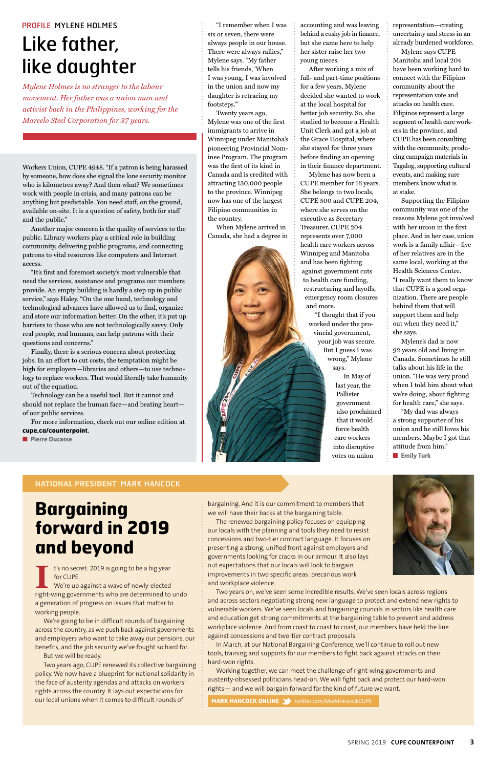Workers Union, CUPE 4948. "If a patron is being harassed by someone, how does she signal the lone security monitor who is kilometres away? And then what? We sometimes work with people in crisis, and many patrons can be anything but predictable. You need staff, on the ground, available on-site. It is a question of safety, both for staff and the public."

Another major concern is the quality of services to the public. Library workers play a critical role in building community, delivering public programs, and connecting patrons to vital resources like computers and Internet access.

"It's first and foremost society's most vulnerable that need the services, assistance and programs our members provide. An empty building is hardly a step up in public service," says Haley. "On the one hand, technology and technological advances have allowed us to find, organize and store our information better. On the other, it's put up barriers to those who are not technologically savvy. Only real people, real humans, can help patrons with their questions and concerns."

Finally, there is a serious concern about protecting jobs. In an effort to cut costs, the temptation might be high for employers—libraries and others—to use technology to replace workers. That would literally take humanity out of the equation.

Technology can be a useful tool. But it cannot and should not replace the human face—and beating heart—of our public services.

For more information, check out our online edition at **cupe.ca/counterpoint**.

■ **Pierre Ducasse**

PROFILE MYLENE HOLMES

# Like father, like daughter

*Mylene Holmes is no stranger to the labour movement. Her father was a union man and activist back in the Philippines, working for the Marcelo Steel Corporation for 37 years.*

"I remember when I was six or seven, there were always people in our house. There were always rallies," Mylene says. "My father tells his friends, 'When I was young, I was involved in the union and now my daughter is retracing my footsteps.'"

Twenty years ago, Mylene was one of the first immigrants to arrive in Winnipeg under Manitoba's pioneering Provincial Nominee Program. The program was the first of its kind in Canada and is credited with attracting 130,000 people to the province. Winnipeg now has one of the largest Filipino communities in the country.

When Mylene arrived in Canada, she had a degree in accounting and was leaving behind a cushy job in finance, but she came here to help her sister raise her two young nieces.

After working a mix of full- and part-time positions for a few years, Mylene decided she wanted to work at the local hospital for better job security. So, she studied to become a Health Unit Clerk and got a job at the Grace Hospital, where she stayed for three years before finding an opening in their finance department.

Mylene has now been a CUPE member for 16 years. She belongs to two locals, CUPE 500 and CUPE 204, where she serves on the executive as Secretary Treasurer. CUPE 204 represents over 7,000 health care workers across Winnipeg and Manitoba and has been fighting against government cuts to health care funding, restructuring and layoffs, emergency room closures and more.

"I thought that if you worked under the provincial government, your job was secure. But I guess I was wrong," Mylene says.

In May of last year, the Pallister government also proclaimed that it would force health care workers into disruptive votes on union representation—creating uncertainty and stress in an already burdened workforce.

Mylene says CUPE Manitoba and local 204 have been working hard to connect with the Filipino community about the representation vote and attacks on health care. Filipinos represent a large segment of health care workers in the province, and CUPE has been consulting with the community, producing campaign materials in Tagalog, supporting cultural events, and making sure members know what is at stake.

Supporting the Filipino community was one of the reasons Mylene got involved with her union in the first place. And in her case, union work is a family affair—five of her relatives are in the same local, working at the Health Sciences Centre. "I really want them to know that CUPE is a good organization. There are people behind them that will support them and help out when they need it," she says.

Mylene's dad is now 92 years old and living in Canada. Sometimes he still talks about his life in the union. "He was very proud when I told him about what we're doing, about fighting for health care," she says.

"My dad was always a strong supporter of his union and he still loves his members. Maybe I got that attitude from him."

■ **Emily Turk**

NATIONAL PRESIDENT MARK HANCOCK

# Bargaining forward in 2019 and beyond

It's no secret: 2019 is going to be a big year for CUPE.

We're up against a wave of newly-elected right-wing governments who are determined to undo a generation of progress on issues that matter to working people.

We're going to be in difficult rounds of bargaining across the country, as we push back against governments and employers who want to take away our pensions, our benefits, and the job security we've fought so hard for.

But we will be ready.

Two years ago, CUPE renewed its collective bargaining policy. We now have a blueprint for national solidarity in the face of austerity agendas and attacks on workers' rights across the country. It lays out expectations for our local unions when it comes to difficult rounds of bargaining. And it is our commitment to members that we will have their backs at the bargaining table.

The renewed bargaining policy focuses on equipping our locals with the planning and tools they need to resist concessions and two-tier contract language. It focuses on presenting a strong, unified front against employers and governments looking for cracks in our armour. It also lays out expectations that our locals will look to bargain improvements in two specific areas: precarious work and workplace violence.

Two years on, we've seen some incredible results. We've seen locals across regions and across sectors negotiating strong new language to protect and extend new rights to vulnerable workers. We've seen locals and bargaining councils in sectors like health care and education get strong commitments at the bargaining table to prevent and address workplace violence. And from coast to coast to coast, our members have held the line against concessions and two-tier contract proposals.

In March, at our National Bargaining Conference, we'll continue to roll out new tools, training and supports for our members to fight back against attacks on their hard-won rights.

Working together, we can meet the challenge of right-wing governments and austerity-obsessed politicians head-on. We will fight back and protect our hard-won rights— and we will bargain forward for the kind of future we want.

**MARK HANCOCK ONLINE** twitter.com/MarkHancockCUPE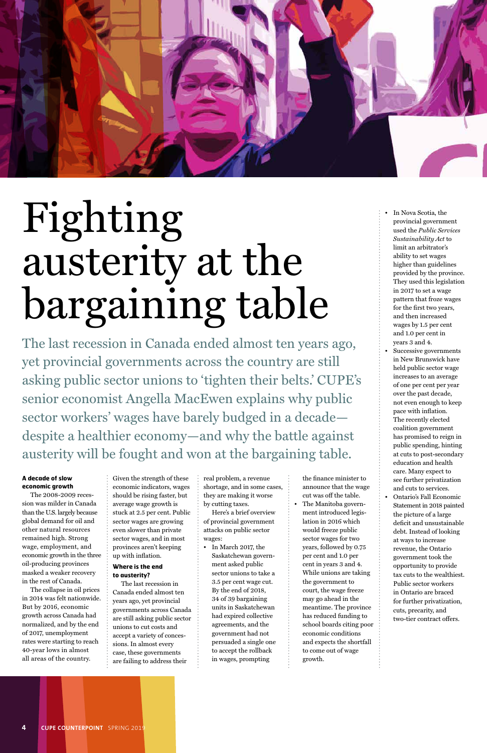# Fighting austerity at the bargaining table

The last recession in Canada ended almost ten years ago, yet provincial governments across the country are still asking public sector unions to 'tighten their belts.' CUPE's senior economist Angella MacEwen explains why public sector workers' wages have barely budged in a decade—despite a healthier economy—and why the battle against austerity will be fought and won at the bargaining table.

**A decade of slow economic growth**

The 2008-2009 recession was milder in Canada than the U.S. largely because global demand for oil and other natural resources remained high. Strong wage, employment, and economic growth in the three oil-producing provinces masked a weaker recovery in the rest of Canada.

The collapse in oil prices in 2014 was felt nationwide. But by 2016, economic growth across Canada had normalized, and by the end of 2017, unemployment rates were starting to reach 40-year lows in almost all areas of the country.

Given the strength of these economic indicators, wages should be rising faster, but average wage growth is stuck at 2.5 per cent. Public sector wages are growing even slower than private sector wages, and in most provinces aren't keeping up with inflation.

**Where is the end to austerity?**

The last recession in Canada ended almost ten years ago, yet provincial governments across Canada are still asking public sector unions to cut costs and accept a variety of concessions. In almost every case, these governments are failing to address their real problem, a revenue shortage, and in some cases, they are making it worse by cutting taxes.

Here's a brief overview of provincial government attacks on public sector wages:

- In March 2017, the Saskatchewan government asked public sector unions to take a 3.5 per cent wage cut. By the end of 2018, 34 of 39 bargaining units in Saskatchewan had expired collective agreements, and the government had not persuaded a single one to accept the rollback in wages, prompting the finance minister to announce that the wage cut was off the table.
- The Manitoba government introduced legislation in 2016 which would freeze public sector wages for two years, followed by 0.75 per cent and 1.0 per cent in years 3 and 4. While unions are taking the government to court, the wage freeze may go ahead in the meantime. The province has reduced funding to school boards citing poor economic conditions and expects the shortfall to come out of wage growth.
- In Nova Scotia, the provincial government used the *Public Services Sustainability Act* to limit an arbitrator's ability to set wages higher than guidelines provided by the province. They used this legislation in 2017 to set a wage pattern that froze wages for the first two years, and then increased wages by 1.5 per cent and 1.0 per cent in years 3 and 4.
- Successive governments in New Brunswick have held public sector wage increases to an average of one per cent per year over the past decade, not even enough to keep pace with inflation. The recently elected coalition government has promised to reign in public spending, hinting at cuts to post-secondary education and health care. Many expect to see further privatization and cuts to services.
- Ontario's Fall Economic Statement in 2018 painted the picture of a large deficit and unsustainable debt. Instead of looking at ways to increase revenue, the Ontario government took the opportunity to provide tax cuts to the wealthiest. Public sector workers in Ontario are braced for further privatization, cuts, precarity, and two-tier contract offers.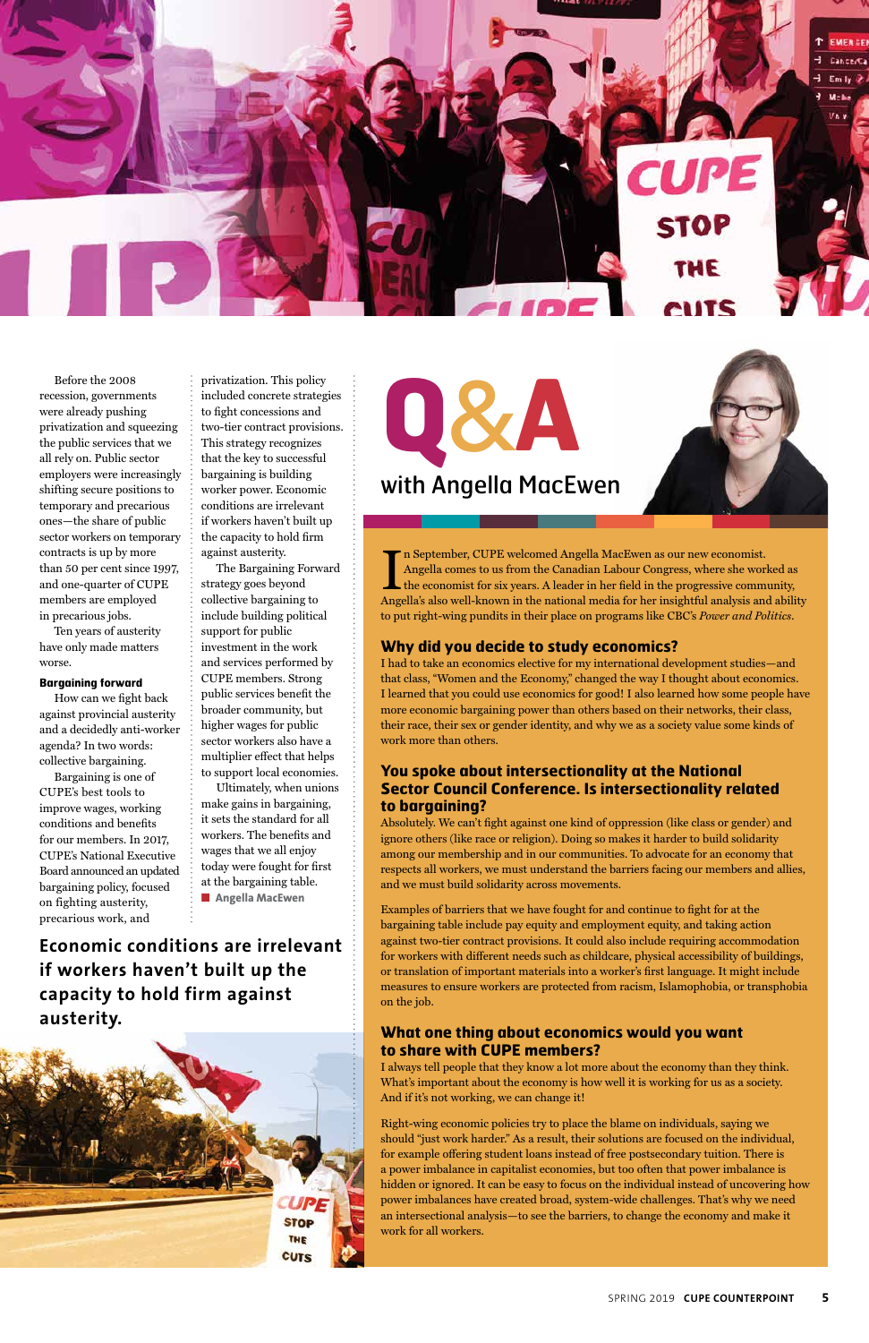Before the 2008 recession, governments were already pushing privatization and squeezing the public services that we all rely on. Public sector employers were increasingly shifting secure positions to temporary and precarious ones—the share of public sector workers on temporary contracts is up by more than 50 per cent since 1997, and one-quarter of CUPE members are employed in precarious jobs.

Ten years of austerity have only made matters worse.

### Bargaining forward

How can we fight back against provincial austerity and a decidedly anti-worker agenda? In two words: collective bargaining.

Bargaining is one of CUPE's best tools to improve wages, working conditions and benefits for our members. In 2017, CUPE's National Executive Board announced an updated bargaining policy, focused on fighting austerity, precarious work, and privatization. This policy included concrete strategies to fight concessions and two-tier contract provisions. This strategy recognizes that the key to successful bargaining is building worker power. Economic conditions are irrelevant if workers haven't built up the capacity to hold firm against austerity.

The Bargaining Forward strategy goes beyond collective bargaining to include building political support for public investment in the work and services performed by CUPE members. Strong public services benefit the broader community, but higher wages for public sector workers also have a multiplier effect that helps to support local economies.

Ultimately, when unions make gains in bargaining, it sets the standard for all workers. The benefits and wages that we all enjoy today were fought for first at the bargaining table.

**Angella MacEwen**

**Economic conditions are irrelevant if workers haven't built up the capacity to hold firm against austerity.**

# Q&A with Angella MacEwen

In September, CUPE welcomed Angella MacEwen as our new economist. Angella comes to us from the Canadian Labour Congress, where she worked as the economist for six years. A leader in her field in the progressive community, Angella's also well-known in the national media for her insightful analysis and ability to put right-wing pundits in their place on programs like CBC's *Power and Politics*.

### Why did you decide to study economics?

I had to take an economics elective for my international development studies—and that class, "Women and the Economy," changed the way I thought about economics. I learned that you could use economics for good! I also learned how some people have more economic bargaining power than others based on their networks, their class, their race, their sex or gender identity, and why we as a society value some kinds of work more than others.

### You spoke about intersectionality at the National Sector Council Conference. Is intersectionality related to bargaining?

Absolutely. We can't fight against one kind of oppression (like class or gender) and ignore others (like race or religion). Doing so makes it harder to build solidarity among our membership and in our communities. To advocate for a community that respects all workers, we must understand the barriers facing our members and allies, and we must build solidarity across movements.

Examples of barriers that we have fought for and continue to fight for at the bargaining table include pay equity and employment equity, and taking action against two-tier contract provisions. It could also include requiring accommodation for workers with different needs such as childcare, physical accessibility of buildings, or translation of important materials into a worker's first language. It might include measures to ensure workers are protected from racism, Islamophobia, or transphobia on the job.

### What one thing about economics would you want to share with CUPE members?

I always tell people that they know a lot more about the economy than they think. What's important about the economy is how well it is working for us as a society. And if it's not working, we can change it!

Right-wing economic policies try to place the blame on individuals, saying we should "just work harder." As a result, their solutions are focused on the individual, for example offering student loans instead of free postsecondary tuition. There is a power imbalance in capitalist economies, but too often that power imbalance is hidden or ignored. It can be easy to focus on the individual instead of uncovering how power imbalances have created broad, system-wide challenges. That's why we need an intersectional analysis—to see the barriers, to change the economy and make it work for all workers.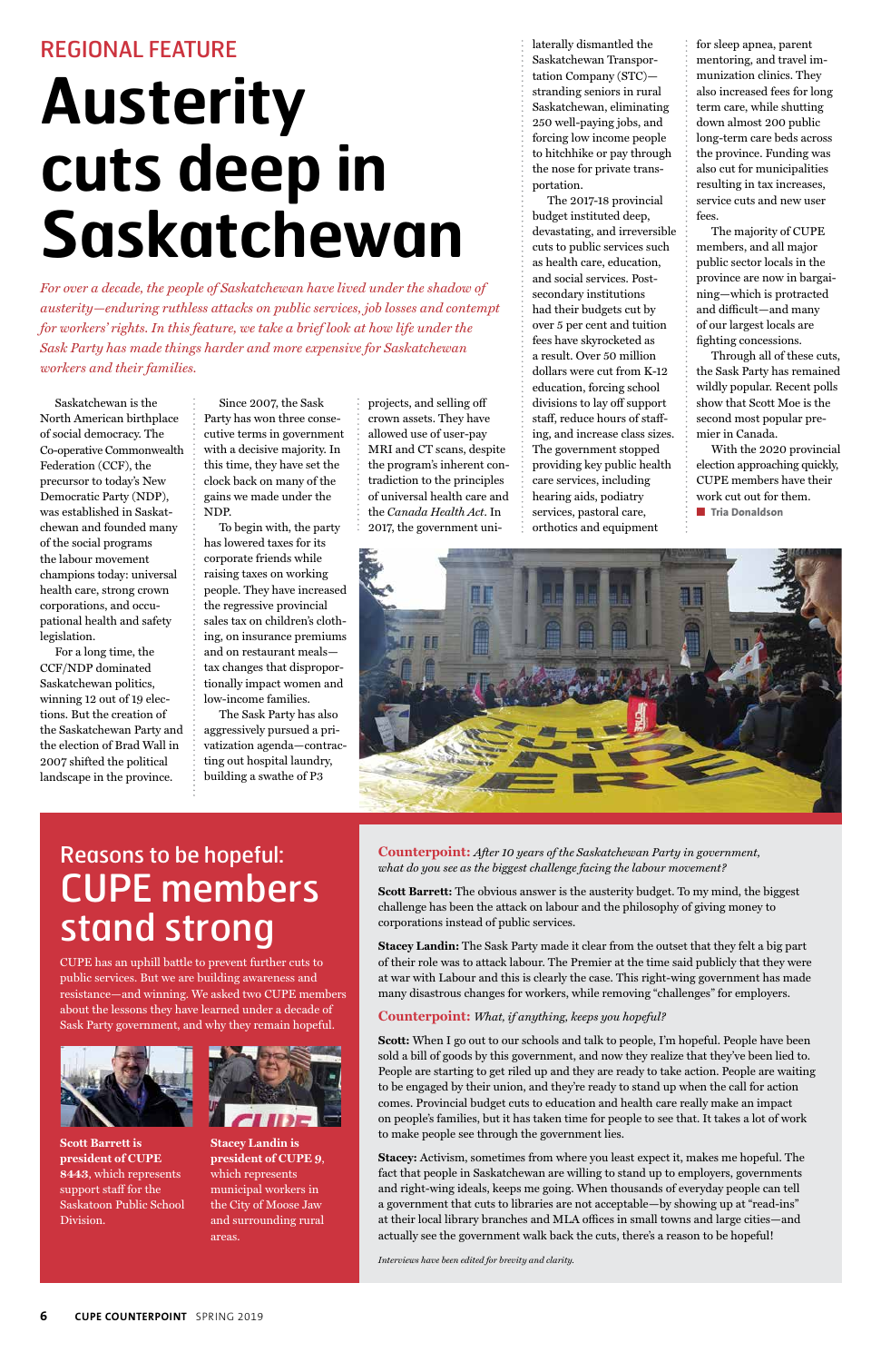REGIONAL FEATURE

# Austerity cuts deep in Saskatchewan

*For over a decade, the people of Saskatchewan have lived under the shadow of austerity—enduring ruthless attacks on public services, job losses and contempt for workers' rights. In this feature, we take a brief look at how life under the Sask Party has made things harder and more expensive for Saskatchewan workers and their families.*

Saskatchewan is the North American birthplace of social democracy. The Co-operative Commonwealth Federation (CCF), the precursor to today's New Democratic Party (NDP), was established in Saskatchewan and founded many of the social programs the labour movement champions today: universal health care, strong crown corporations, and occupational health and safety legislation.

For a long time, the CCF/NDP dominated Saskatchewan politics, winning 12 out of 19 elections. But the creation of the Saskatchewan Party and the election of Brad Wall in 2007 shifted the political landscape in the province.

Since 2007, the Sask Party has won three consecutive terms in government with a decisive majority. In this time, they have set the clock back on many of the gains we made under the NDP.

To begin with, the party has lowered taxes for its corporate friends while raising taxes on working people. They have increased the regressive provincial sales tax on children's clothing, on insurance premiums and on restaurant meals—tax changes that disproportionally impact women and low-income families.

The Sask Party has also aggressively pursued a privatization agenda—contracting out hospital laundry, building a swathe of P3 projects, and selling off crown assets. They have allowed use of user-pay MRI and CT scans, despite the program's inherent contradiction to the principles of universal health care and the *Canada Health Act*. In 2017, the government unilaterally dismantled the Saskatchewan Transportation Company (STC)—stranding seniors in rural Saskatchewan, eliminating 250 well-paying jobs, and forcing low income people to hitchhike or pay through the nose for private transportation.

The 2017-18 provincial budget instituted deep, devastating, and irreversible cuts to public services such as health care, education, and social services. Post-secondary institutions had their budgets cut by over 5 per cent and tuition fees have skyrocketed as a result. Over 50 million dollars were cut from K-12 education, forcing school divisions to lay off support staff, reduce hours of staffing, and increase class sizes. The government stopped providing key public health care services, including hearing aids, podiatry services, pastoral care, orthotics and equipment for sleep apnea, parent mentoring, and travel immunization clinics. They also increased fees for long term care, while shutting down almost 200 public long-term care beds across the province. Funding was also cut for municipalities resulting in tax increases, service cuts and new user fees.

The majority of CUPE members, and all major public sector locals in the province are now in bargaining—which is protracted and difficult—and many of our largest locals are fighting concessions.

Through all of these cuts, the Sask Party has remained wildly popular. Recent polls show that Scott Moe is the second most popular premier in Canada.

With the 2020 provincial election approaching quickly, CUPE members have their work cut out for them.

■ Tria Donaldson

## Reasons to be hopeful: CUPE members stand strong

CUPE has an uphill battle to prevent further cuts to public services. But we are building awareness and resistance—and winning. We asked two CUPE members about the lessons they have learned under a decade of Sask Party government, and why they remain hopeful.

**Scott Barrett is president of CUPE 8443,** which represents support staff for the Saskatoon Public School Division.

**Stacey Landin is president of CUPE 9,** which represents municipal workers in the City of Moose Jaw and surrounding rural areas.

**Counterpoint:** *After 10 years of the Saskatchewan Party in government, what do you see as the biggest challenge facing the labour movement?*

**Scott Barrett:** The obvious answer is the austerity budget. To my mind, the biggest challenge has been the attack on labour and the philosophy of giving money to corporations instead of public services.

**Stacey Landin:** The Sask Party made it clear from the outset that they felt a big part of their role was to attack labour. The Premier at the time said publicly that they were at war with Labour and this is clearly the case. This right-wing government has made many disastrous changes for workers, while removing "challenges" for employers.

**Counterpoint:** *What, if anything, keeps you hopeful?*

**Scott:** When I go out to our schools and talk to people, I'm hopeful. People have been sold a bill of goods by this government, and now they realize that they've been lied to. People are starting to get riled up and they are ready to take action. People are waiting to be engaged by their union, and they're ready to stand up when the call for action comes. Provincial budget cuts to education and health care really make an impact on people's families, but it has taken time for people to see that. It takes a lot of work to make people see through the government lies.

**Stacey:** Activism, sometimes from where you least expect it, makes me hopeful. The fact that people in Saskatchewan are willing to stand up to employers, governments and right-wing ideals, keeps me going. When thousands of everyday people can tell a government that cuts to libraries are not acceptable—by showing up at "read-ins" at their local library branches and MLA offices in small towns and large cities—and actually see the government walk back the cuts, there's a reason to be hopeful!

*Interviews have been edited for brevity and clarity.*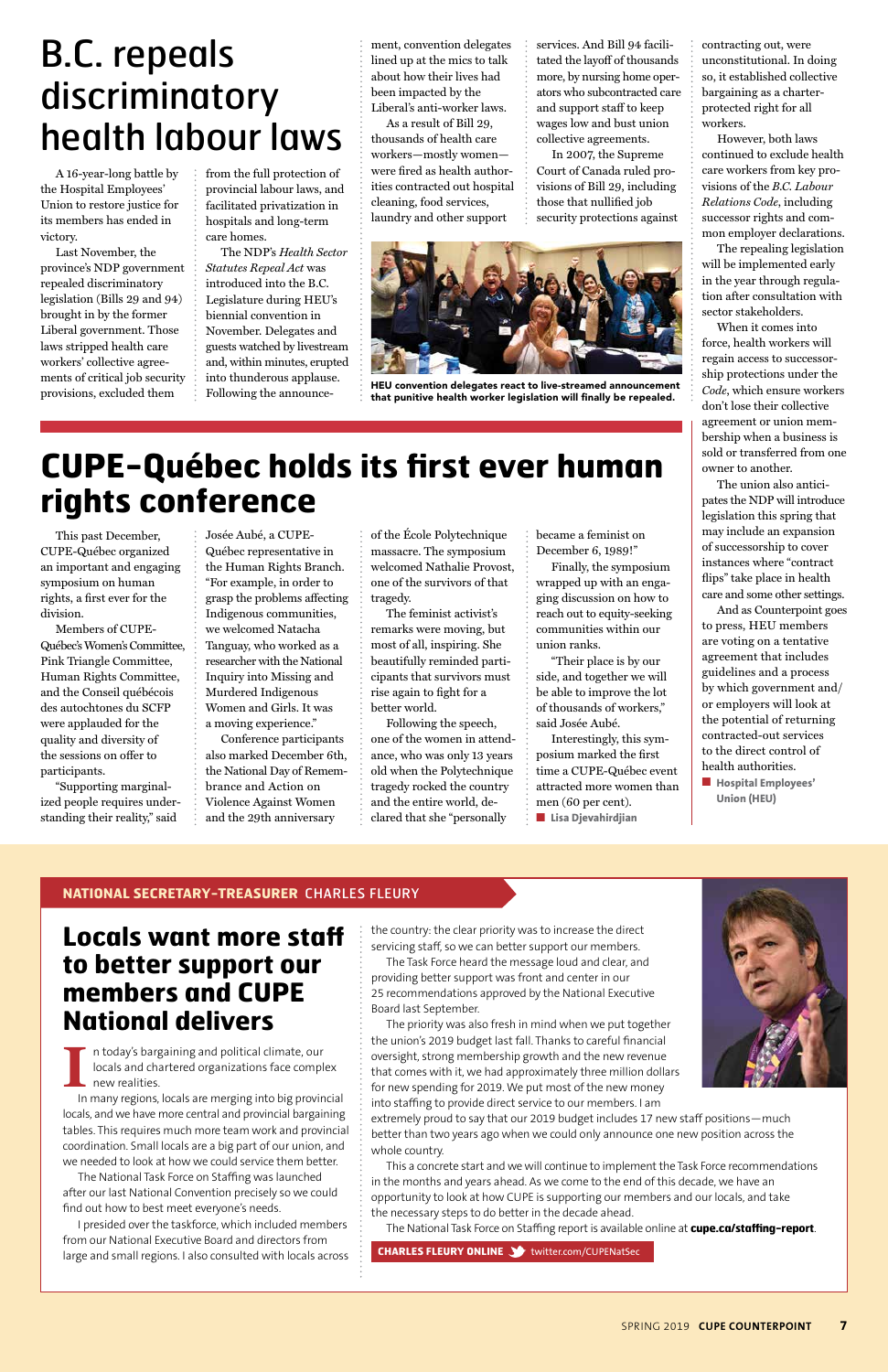# B.C. repeals discriminatory health labour laws

A 16-year-long battle by the Hospital Employees' Union to restore justice for its members has ended in victory.

Last November, the province's NDP government repealed discriminatory legislation (Bills 29 and 94) brought in by the former Liberal government. Those laws stripped health care workers' collective agreements of critical job security provisions, excluded them from the full protection of provincial labour laws, and facilitated privatization in hospitals and long-term care homes.

The NDP's *Health Sector Statutes Repeal Act* was introduced into the B.C. Legislature during HEU's biennial convention in November. Delegates and guests watched by livestream and, within minutes, erupted into thunderous applause. Following the announcement, convention delegates lined up at the mics to talk about how their lives had been impacted by the Liberal's anti-worker laws.

As a result of Bill 29, thousands of health care workers—mostly women—were fired as health authorities contracted out hospital cleaning, food services, laundry and other support services. And Bill 94 facilitated the layoff of thousands more, by nursing home operators who subcontracted care and support staff to keep wages low and bust union collective agreements.

In 2007, the Supreme Court of Canada ruled provisions of Bill 29, including those that nullified job security protections against contracting out, were unconstitutional. In doing so, it established collective bargaining as a charter-protected right for all workers.

However, both laws continued to exclude health care workers from key provisions of the *B.C. Labour Relations Code*, including successor rights and common employer declarations.

The repealing legislation will be implemented early in the year through regulation after consultation with sector stakeholders.

When it comes into force, health workers will regain access to successorship protections under the *Code*, which ensure workers don't lose their collective agreement or union membership when a business is sold or transferred from one owner to another.

The union also anticipates the NDP will introduce legislation this spring that may include an expansion of successorship to cover instances where "contract flips" take place in health care and some other settings.

And as Counterpoint goes to press, HEU members are voting on a tentative agreement that includes guidelines and a process by which government and/or employers will look at the potential of returning contracted-out services to the direct control of health authorities.

**■ Hospital Employees' Union (HEU)**

**HEU convention delegates react to live-streamed announcement that punitive health worker legislation will finally be repealed.**

# CUPE-Québec holds its first ever human rights conference

This past December, CUPE-Québec organized an important and engaging symposium on human rights, a first ever for the division.

Members of CUPE-Québec's Women's Committee, Pink Triangle Committee, Human Rights Committee, and the Conseil québécois des autochtones du SCFP were applauded for the quality and diversity of the sessions on offer to participants.

"Supporting marginalized people requires understanding their reality," said Josée Aubé, a CUPE-Québec representative in the Human Rights Branch. "For example, in order to grasp the problems affecting Indigenous communities, we welcomed Natacha Tanguay, who worked as a researcher with the National Inquiry into Missing and Murdered Indigenous Women and Girls. It was a moving experience."

Conference participants also marked December 6th, the National Day of Remembrance and Action on Violence Against Women and the 29th anniversary of the École Polytechnique massacre. The symposium welcomed Nathalie Provost, one of the survivors of that tragedy.

The feminist activist's remarks were moving, but most of all, inspiring. She beautifully reminded participants that survivors must rise again to fight for a better world.

Following the speech, one of the women in attendance, who was only 13 years old when the Polytechnique tragedy rocked the country and the entire world, declared that she "personally became a feminist on December 6, 1989!"

Finally, the symposium wrapped up with an engaging discussion on how to reach out to equity-seeking communities within our union ranks.

"Their place is by our side, and together we will be able to improve the lot of thousands of workers," said Josée Aubé.

Interestingly, this symposium marked the first time a CUPE-Québec event attracted more women than men (60 per cent).

**■ Lisa Djevahirdjian**

**NATIONAL SECRETARY-TREASURER** CHARLES FLEURY

## Locals want more staff to better support our members and CUPE National delivers

In today's bargaining and political climate, our locals and chartered organizations face complex new realities.

In many regions, locals are merging into big provincial locals, and we have more central and provincial bargaining tables. This requires much more team work and provincial coordination. Small locals are a big part of our union, and we needed to look at how we could service them better.

The National Task Force on Staffing was launched after our last National Convention precisely so we could find out how to best meet everyone's needs.

I presided over the taskforce, which included members from our National Executive Board and directors from large and small regions. I also consulted with locals across the country: the clear priority was to increase the direct servicing staff, so we can better support our members.

The Task Force heard the message loud and clear, and providing better support was front and center in our 25 recommendations approved by the National Executive Board last September.

The priority was also fresh in mind when we put together the union's 2019 budget last fall. Thanks to careful financial oversight, strong membership growth and the new revenue that comes with it, we had approximately three million dollars for new spending for 2019. We put most of the new money into staffing to provide direct service to our members. I am extremely proud to say that our 2019 budget includes 17 new staff positions—much better than two years ago when we could only announce one new position across the whole country.

This a concrete start and we will continue to implement the Task Force recommendations in the months and years ahead. As we come to the end of this decade, we have an opportunity to look at how CUPE is supporting our members and our locals, and take the necessary steps to do better in the decade ahead.

The National Task Force on Staffing report is available online at **cupe.ca/staffing-report**.

**CHARLES FLEURY ONLINE** twitter.com/CUPENatSec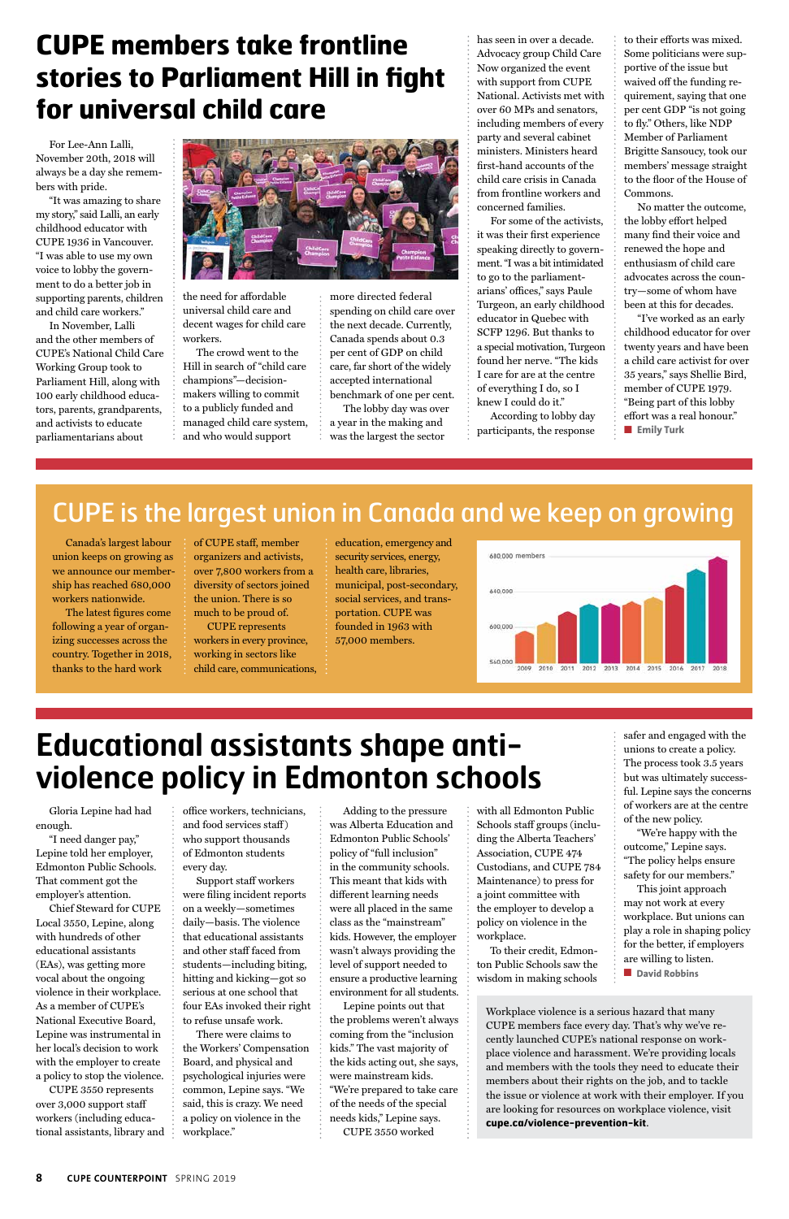# CUPE members take frontline stories to Parliament Hill in fight for universal child care

For Lee-Ann Lalli, November 20th, 2018 will always be a day she remembers with pride.

"It was amazing to share my story," said Lalli, an early childhood educator with CUPE 1936 in Vancouver. "I was able to use my own voice to lobby the government to do a better job in supporting parents, children and child care workers."

In November, Lalli and the other members of CUPE's National Child Care Working Group took to Parliament Hill, along with 100 early childhood educators, parents, grandparents, and activists to educate parliamentarians about the need for affordable universal child care and decent wages for child care workers.

The crowd went to the Hill in search of "child care champions"—decision-makers willing to commit to a publicly funded and managed child care system, and who would support more directed federal spending on child care over the next decade. Currently, Canada spends about 0.3 per cent of GDP on child care, far short of the widely accepted international benchmark of one per cent.

The lobby day was over a year in the making and was the largest the sector has seen in over a decade. Advocacy group Child Care Now organized the event with support from CUPE National. Activists met with over 60 MPs and senators, including members of every party and several cabinet ministers. Ministers heard first-hand accounts of the child care crisis in Canada from frontline workers and concerned families.

For some of the activists, it was their first experience speaking directly to government. "I was a bit intimidated to go to the parliamentarians' offices," says Paule Turgeon, an early childhood educator in Quebec with SCFP 1296. But thanks to a special motivation, Turgeon found her nerve. "The kids I care for are at the centre of everything I do, so I knew I could do it."

According to lobby day participants, the response to their efforts was mixed. Some politicians were supportive of the issue but waived off the funding requirement, saying that one per cent GDP "is not going to fly." Others, like NDP Member of Parliament Brigitte Sansoucy, took our members' message straight to the floor of the House of Commons.

No matter the outcome, the lobby effort helped many find their voice and renewed the hope and enthusiasm of child care advocates across the country—some of whom have been at this for decades.

"I've worked as an early childhood educator for over twenty years and have been a child care activist for over 35 years," says Shellie Bird, member of CUPE 1979. "Being part of this lobby effort was a real honour."

**Emily Turk**

## CUPE is the largest union in Canada and we keep on growing

Canada's largest labour union keeps on growing as we announce our membership has reached 680,000 workers nationwide.

The latest figures come following a year of organizing successes across the country. Together in 2018, thanks to the hard work of CUPE staff, member organizers and activists, over 7,800 workers from a diversity of sectors joined the union. There is so much to be proud of.

CUPE represents workers in every province, working in sectors like child care, communications, education, emergency and security services, energy, health care, libraries, municipal, post-secondary, social services, and transportation. CUPE was founded in 1963 with 57,000 members.

680,000 members
640,000
600,000
560,000
2009 2010 2011 2012 2013 2014 2015 2016 2017 2018

# Educational assistants shape anti-violence policy in Edmonton schools

Gloria Lepine had had enough.

"I need danger pay," Lepine told her employer, Edmonton Public Schools. That comment got the employer's attention.

Chief Steward for CUPE Local 3550, Lepine, along with hundreds of other educational assistants (EAs), was getting more vocal about the ongoing violence in their workplace. As a member of CUPE's National Executive Board, Lepine was instrumental in her local's decision to work with the employer to create a policy to stop the violence.

CUPE 3550 represents over 3,000 support staff workers (including educational assistants, library and office workers, technicians, and food services staff) who support thousands of Edmonton students every day.

Support staff workers were filing incident reports on a weekly—sometimes daily—basis. The violence that educational assistants and other staff faced from students—including biting, hitting and kicking—got so serious at one school that four EAs invoked their right to refuse unsafe work.

There were claims to the Workers' Compensation Board, and physical and psychological injuries were common, Lepine says. "We said, this is crazy. We need a policy on violence in the workplace."

Adding to the pressure was Alberta Education and Edmonton Public Schools' policy of "full inclusion" in the community schools. This meant that kids with different learning needs were all placed in the same class as the "mainstream" kids. However, the employer wasn't always providing the level of support needed to ensure a productive learning environment for all students.

Lepine points out that the problems weren't always coming from the "inclusion kids." The vast majority of the kids acting out, she says, were mainstream kids. "We're prepared to take care of the needs of the special needs kids," Lepine says.

CUPE 3550 worked with all Edmonton Public Schools staff groups (including the Alberta Teachers' Association, CUPE 474 Custodians, and CUPE 784 Maintenance) to press for a joint committee with the employer to develop a policy on violence in the workplace.

To their credit, Edmonton Public Schools saw the wisdom in making schools safer and engaged with the unions to create a policy. The process took 3.5 years but was ultimately successful. Lepine says the concerns of workers are at the centre of the new policy.

"We're happy with the outcome," Lepine says. "The policy helps ensure safety for our members."

This joint approach may not work at every workplace. But unions can play a role in shaping policy for the better, if employers are willing to listen.

**David Robbins**

Workplace violence is a serious hazard that many CUPE members face every day. That's why we've recently launched CUPE's national response on workplace violence and harassment. We're providing locals and members with the tools they need to educate their members about their rights on the job, and to tackle the issue or violence at work with their employer. If you are looking for resources on workplace violence, visit **cupe.ca/violence-prevention-kit**.